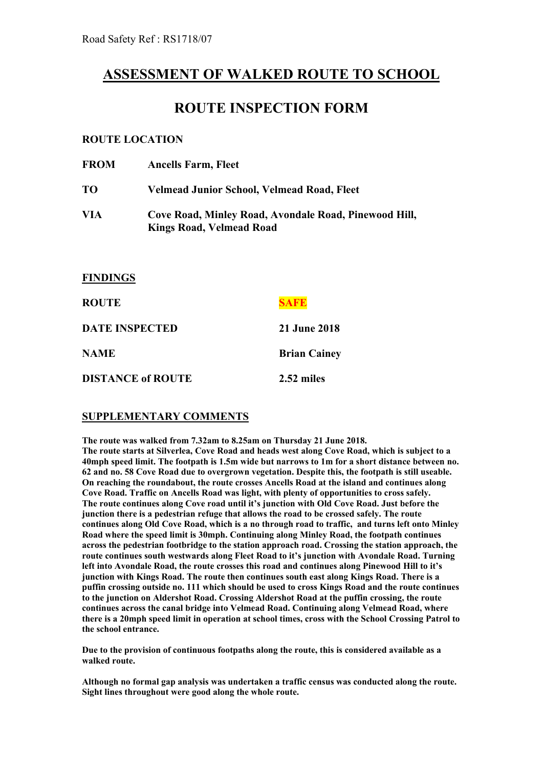Road Safety Ref : RS1718/07

# ASSESSMENT OF WALKED ROUTE TO SCHOOL

## ROUTE INSPECTION FORM

**ROUTE LOCATION**

| | |
|---|---|
| **FROM** | **Ancells Farm, Fleet** |
| **TO** | **Velmead Junior School, Velmead Road, Fleet** |
| **VIA** | **Cove Road, Minley Road, Avondale Road, Pinewood Hill, Kings Road, Velmead Road** |

**FINDINGS**

| | |
|---|---|
| **ROUTE** | **SAFE** |
| **DATE INSPECTED** | **21 June 2018** |
| **NAME** | **Brian Cainey** |
| **DISTANCE of ROUTE** | **2.52 miles** |

**SUPPLEMENTARY COMMENTS**

**The route was walked from 7.32am to 8.25am on Thursday 21 June 2018.**
**The route starts at Silverlea, Cove Road and heads west along Cove Road, which is subject to a 40mph speed limit. The footpath is 1.5m wide but narrows to 1m for a short distance between no. 62 and no. 58 Cove Road due to overgrown vegetation. Despite this, the footpath is still useable. On reaching the roundabout, the route crosses Ancells Road at the island and continues along Cove Road. Traffic on Ancells Road was light, with plenty of opportunities to cross safely. The route continues along Cove road until it's junction with Old Cove Road. Just before the junction there is a pedestrian refuge that allows the road to be crossed safely. The route continues along Old Cove Road, which is a no through road to traffic, and turns left onto Minley Road where the speed limit is 30mph. Continuing along Minley Road, the footpath continues across the pedestrian footbridge to the station approach road. Crossing the station approach, the route continues south westwards along Fleet Road to it's junction with Avondale Road. Turning left into Avondale Road, the route crosses this road and continues along Pinewood Hill to it's junction with Kings Road. The route then continues south east along Kings Road. There is a puffin crossing outside no. 111 which should be used to cross Kings Road and the route continues to the junction on Aldershot Road. Crossing Aldershot Road at the puffin crossing, the route continues across the canal bridge into Velmead Road. Continuing along Velmead Road, where there is a 20mph speed limit in operation at school times, cross with the School Crossing Patrol to the school entrance.**

**Due to the provision of continuous footpaths along the route, this is considered available as a walked route.**

**Although no formal gap analysis was undertaken a traffic census was conducted along the route. Sight lines throughout were good along the whole route.**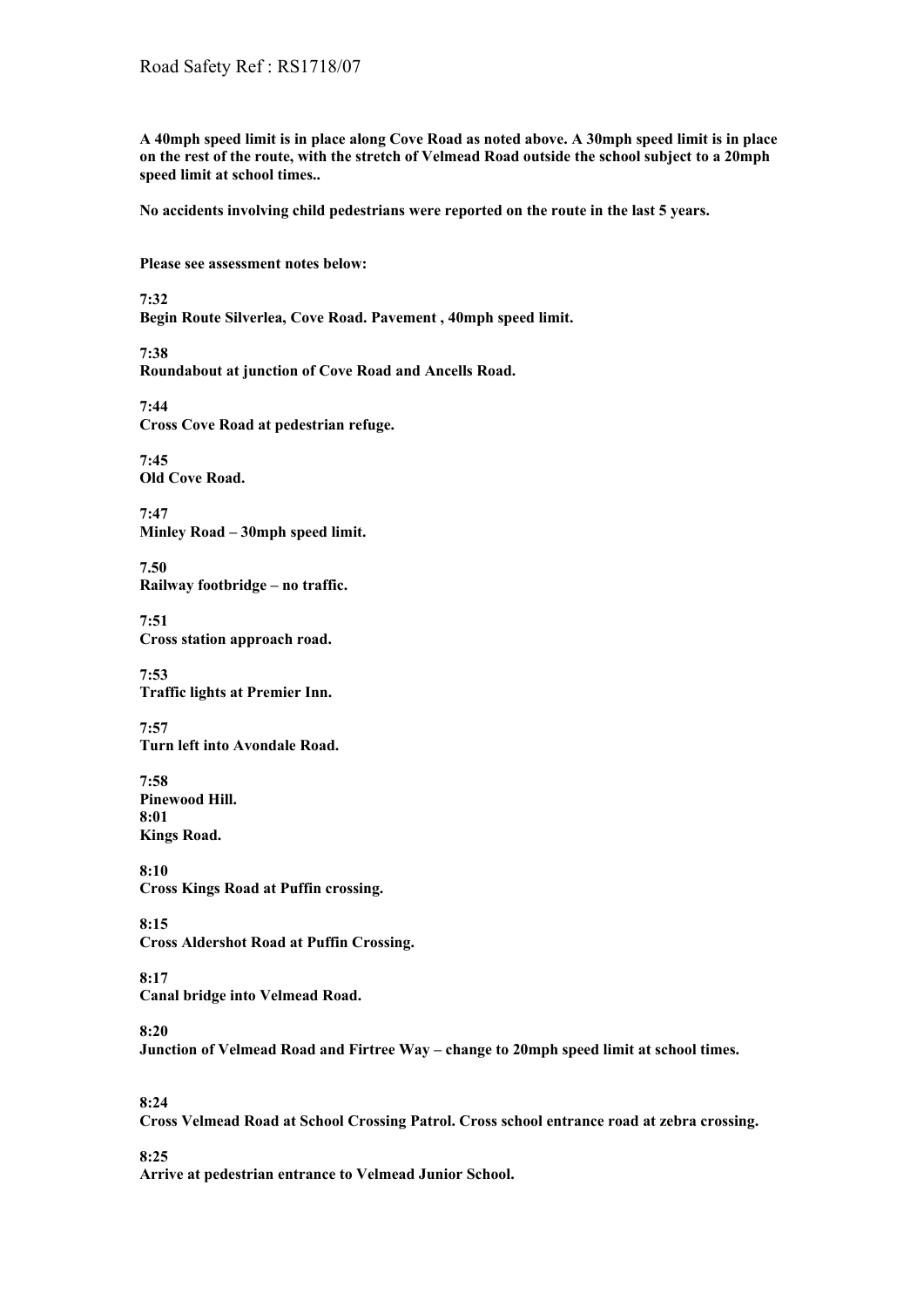**A 40mph speed limit is in place along Cove Road as noted above. A 30mph speed limit is in place on the rest of the route, with the stretch of Velmead Road outside the school subject to a 20mph speed limit at school times..**

**No accidents involving child pedestrians were reported on the route in the last 5 years.**

**Please see assessment notes below:**

**7:32**
**Begin Route Silverlea, Cove Road. Pavement , 40mph speed limit.**

**7:38**
**Roundabout at junction of Cove Road and Ancells Road.**

**7:44**
**Cross Cove Road at pedestrian refuge.**

**7:45**
**Old Cove Road.**

**7:47**
**Minley Road – 30mph speed limit.**

**7.50**
**Railway footbridge – no traffic.**

**7:51**
**Cross station approach road.**

**7:53**
**Traffic lights at Premier Inn.**

**7:57**
**Turn left into Avondale Road.**

**7:58**
**Pinewood Hill.**
**8:01**
**Kings Road.**

**8:10**
**Cross Kings Road at Puffin crossing.**

**8:15**
**Cross Aldershot Road at Puffin Crossing.**

**8:17**
**Canal bridge into Velmead Road.**

**8:20**
**Junction of Velmead Road and Firtree Way – change to 20mph speed limit at school times.**

**8:24**
**Cross Velmead Road at School Crossing Patrol. Cross school entrance road at zebra crossing.**

**8:25**
**Arrive at pedestrian entrance to Velmead Junior School.**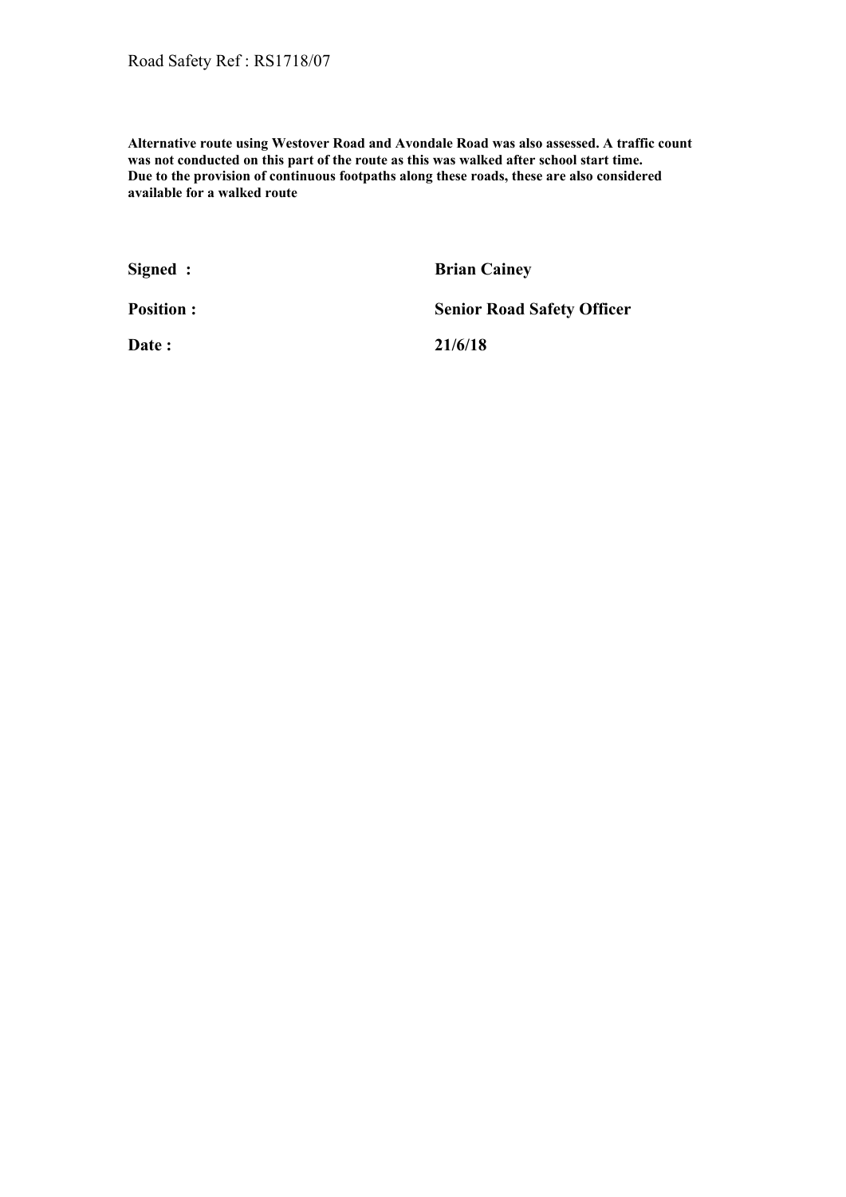**Alternative route using Westover Road and Avondale Road was also assessed. A traffic count was not conducted on this part of the route as this was walked after school start time.**
**Due to the provision of continuous footpaths along these roads, these are also considered available for a walked route**

| | |
|---|---|
| **Signed :** | **Brian Cainey** |
| **Position :** | **Senior Road Safety Officer** |
| **Date :** | **21/6/18** |